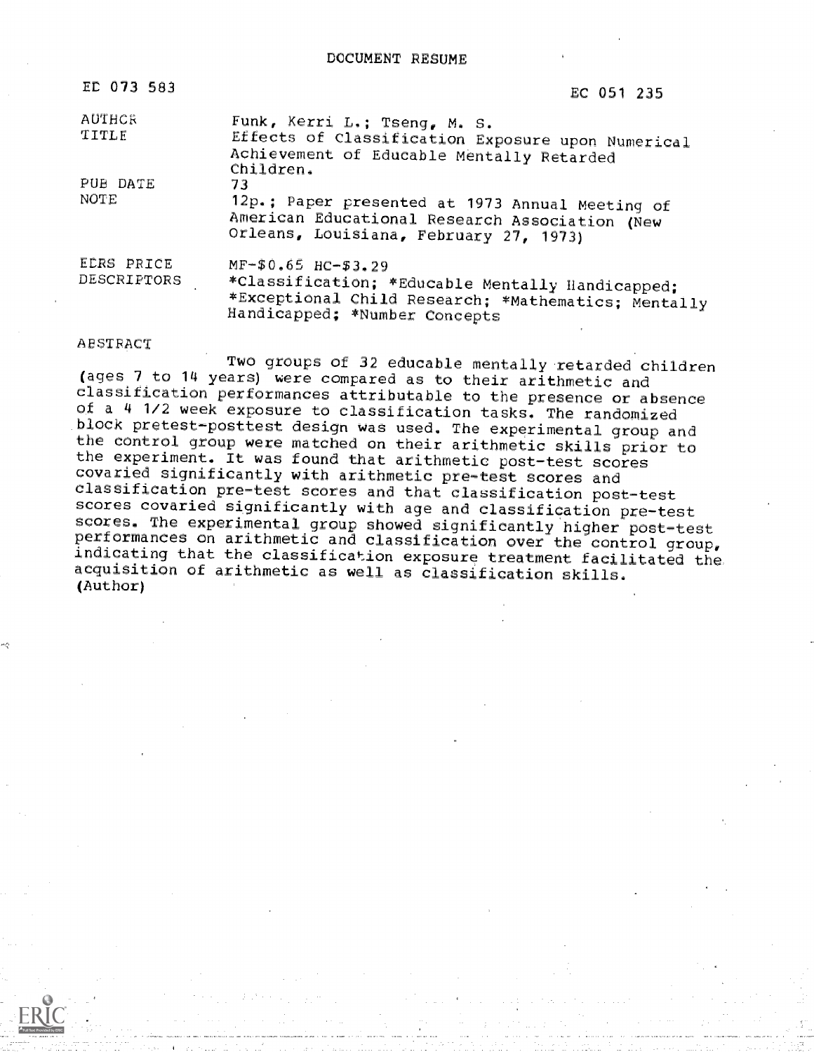# DOCUMENT RESUME

| | |
|---|---|
| ED 073 583 | EC 051 235 |
| AUTHOR | Funk, Kerri L.; Tseng, M. S. |
| TITLE | Effects of Classification Exposure upon Numerical Achievement of Educable Mentally Retarded Children. |
| PUB DATE | 73 |
| NOTE | 12p.; Paper presented at 1973 Annual Meeting of American Educational Research Association (New Orleans, Louisiana, February 27, 1973) |
| EDRS PRICE | MF-$0.65 HC-$3.29 |
| DESCRIPTORS | *Classification; *Educable Mentally Handicapped; *Exceptional Child Research; *Mathematics; Mentally Handicapped; *Number Concepts |

## ABSTRACT

Two groups of 32 educable mentally retarded children (ages 7 to 14 years) were compared as to their arithmetic and classification performances attributable to the presence or absence of a 4 1/2 week exposure to classification tasks. The randomized block pretest-posttest design was used. The experimental group and the control group were matched on their arithmetic skills prior to the experiment. It was found that arithmetic post-test scores covaried significantly with arithmetic pre-test scores and classification pre-test scores and that classification post-test scores covaried significantly with age and classification pre-test scores. The experimental group showed significantly higher post-test performances on arithmetic and classification over the control group, indicating that the classification exposure treatment facilitated the acquisition of arithmetic as well as classification skills. (Author)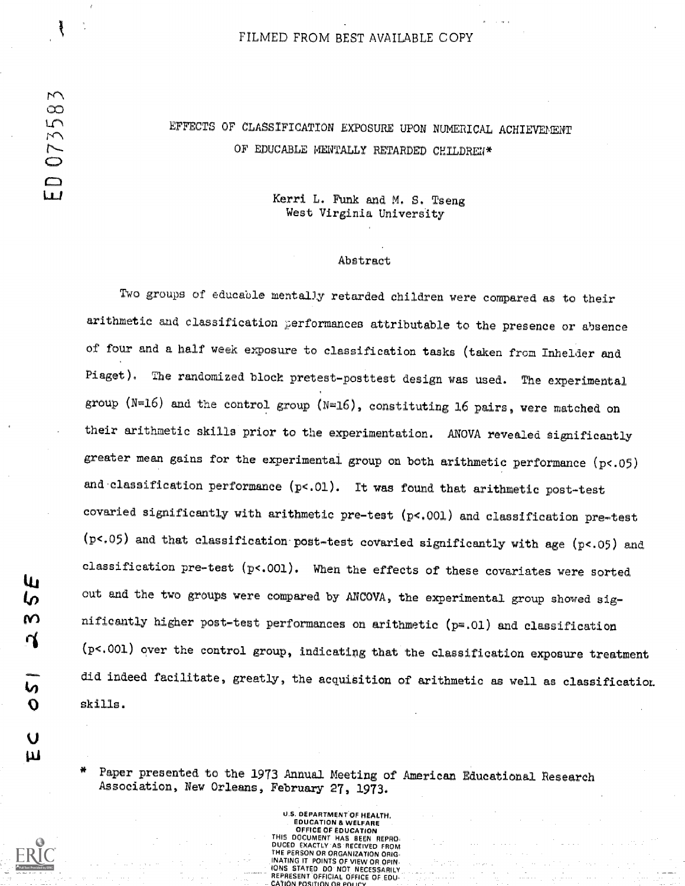FILMED FROM BEST AVAILABLE COPY

ED 073583

# EFFECTS OF CLASSIFICATION EXPOSURE UPON NUMERICAL ACHIEVEMENT OF EDUCABLE MENTALLY RETARDED CHILDREN*

Kerri L. Funk and M. S. Tseng
West Virginia University

## Abstract

Two groups of educable mentally retarded children were compared as to their arithmetic and classification performances attributable to the presence or absence of four and a half week exposure to classification tasks (taken from Inhelder and Piaget). The randomized block pretest-posttest design was used. The experimental group (N=16) and the control group (N=16), constituting 16 pairs, were matched on their arithmetic skills prior to the experimentation. ANOVA revealed significantly greater mean gains for the experimental group on both arithmetic performance ($p<.05$) and classification performance ($p<.01$). It was found that arithmetic post-test covaried significantly with arithmetic pre-test ($p<.001$) and classification pre-test ($p<.05$) and that classification post-test covaried significantly with age ($p<.05$) and classification pre-test ($p<.001$). When the effects of these covariates were sorted out and the two groups were compared by ANCOVA, the experimental group showed significantly higher post-test performances on arithmetic ($p=.01$) and classification ($p<.001$) over the control group, indicating that the classification exposure treatment did indeed facilitate, greatly, the acquisition of arithmetic as well as classification skills.

EC 051 235E

\* Paper presented to the 1973 Annual Meeting of American Educational Research Association, New Orleans, February 27, 1973.

U.S. DEPARTMENT OF HEALTH, EDUCATION & WELFARE
OFFICE OF EDUCATION
THIS DOCUMENT HAS BEEN REPRODUCED EXACTLY AS RECEIVED FROM THE PERSON OR ORGANIZATION ORIGINATING IT. POINTS OF VIEW OR OPINIONS STATED DO NOT NECESSARILY REPRESENT OFFICIAL OFFICE OF EDUCATION POSITION OR POLICY.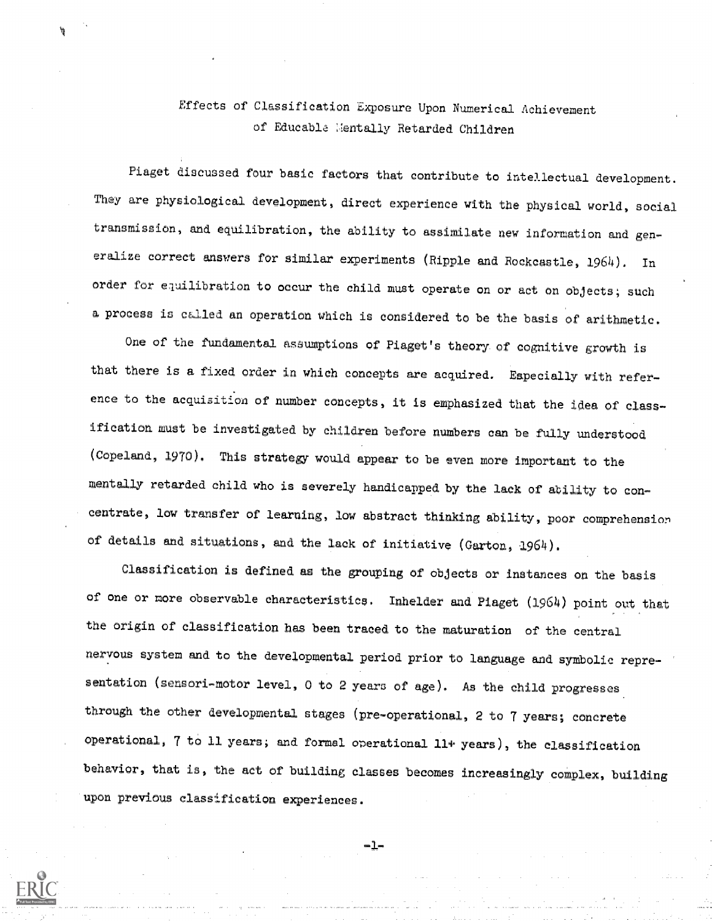# Effects of Classification Exposure Upon Numerical Achievement of Educable Mentally Retarded Children

Piaget discussed four basic factors that contribute to intellectual development. They are physiological development, direct experience with the physical world, social transmission, and equilibration, the ability to assimilate new information and generalize correct answers for similar experiments (Ripple and Rockcastle, 1964). In order for equilibration to occur the child must operate on or act on objects; such a process is called an operation which is considered to be the basis of arithmetic.

One of the fundamental assumptions of Piaget's theory of cognitive growth is that there is a fixed order in which concepts are acquired. Especially with reference to the acquisition of number concepts, it is emphasized that the idea of classification must be investigated by children before numbers can be fully understood (Copeland, 1970). This strategy would appear to be even more important to the mentally retarded child who is severely handicapped by the lack of ability to concentrate, low transfer of learning, low abstract thinking ability, poor comprehension of details and situations, and the lack of initiative (Garton, 1964).

Classification is defined as the grouping of objects or instances on the basis of one or more observable characteristics. Inhelder and Piaget (1964) point out that the origin of classification has been traced to the maturation of the central nervous system and to the developmental period prior to language and symbolic representation (sensori-motor level, 0 to 2 years of age). As the child progresses through the other developmental stages (pre-operational, 2 to 7 years; concrete operational, 7 to 11 years; and formal operational 11+ years), the classification behavior, that is, the act of building classes becomes increasingly complex, building upon previous classification experiences.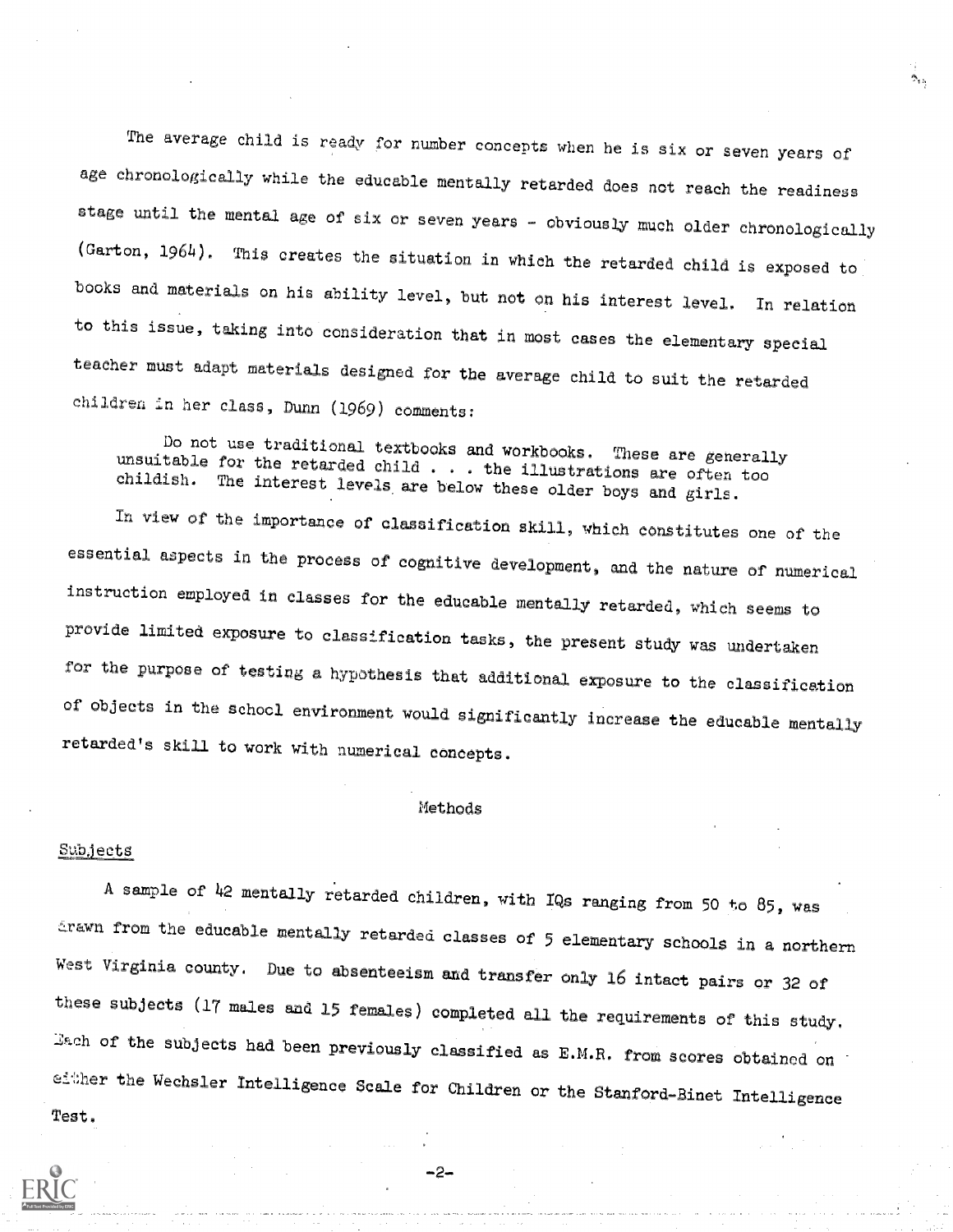The average child is ready for number concepts when he is six or seven years of age chronologically while the educable mentally retarded does not reach the readiness stage until the mental age of six or seven years - obviously much older chronologically (Garton, 1964). This creates the situation in which the retarded child is exposed to books and materials on his ability level, but not on his interest level. In relation to this issue, taking into consideration that in most cases the elementary special teacher must adapt materials designed for the average child to suit the retarded children in her class, Dunn (1969) comments:

> Do not use traditional textbooks and workbooks. These are generally unsuitable for the retarded child . . . the illustrations are often too childish. The interest levels are below these older boys and girls.

In view of the importance of classification skill, which constitutes one of the essential aspects in the process of cognitive development, and the nature of numerical instruction employed in classes for the educable mentally retarded, which seems to provide limited exposure to classification tasks, the present study was undertaken for the purpose of testing a hypothesis that additional exposure to the classification of objects in the school environment would significantly increase the educable mentally retarded's skill to work with numerical concepts.

## Methods

### Subjects

A sample of 42 mentally retarded children, with IQs ranging from 50 to 85, was drawn from the educable mentally retarded classes of 5 elementary schools in a northern West Virginia county. Due to absenteeism and transfer only 16 intact pairs or 32 of these subjects (17 males and 15 females) completed all the requirements of this study. Each of the subjects had been previously classified as E.M.R. from scores obtained on either the Wechsler Intelligence Scale for Children or the Stanford-Binet Intelligence Test.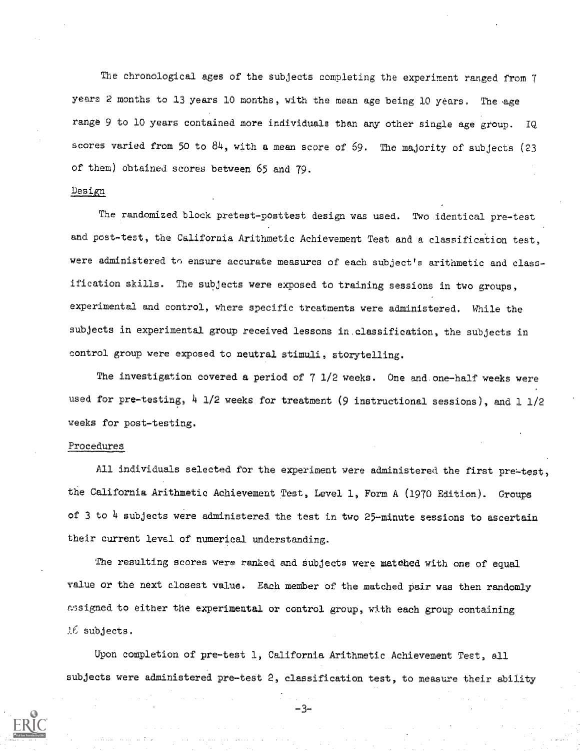The chronological ages of the subjects completing the experiment ranged from 7 years 2 months to 13 years 10 months, with the mean age being 10 years. The age range 9 to 10 years contained more individuals than any other single age group. IQ scores varied from 50 to 84, with a mean score of 69. The majority of subjects (23 of them) obtained scores between 65 and 79.

## Design

The randomized block pretest-posttest design was used. Two identical pre-test and post-test, the California Arithmetic Achievement Test and a classification test, were administered to ensure accurate measures of each subject's arithmetic and classification skills. The subjects were exposed to training sessions in two groups, experimental and control, where specific treatments were administered. While the subjects in experimental group received lessons in classification, the subjects in control group were exposed to neutral stimuli, storytelling.

The investigation covered a period of 7 1/2 weeks. One and one-half weeks were used for pre-testing, 4 1/2 weeks for treatment (9 instructional sessions), and 1 1/2 weeks for post-testing.

## Procedures

All individuals selected for the experiment were administered the first pre-test, the California Arithmetic Achievement Test, Level 1, Form A (1970 Edition). Groups of 3 to 4 subjects were administered the test in two 25-minute sessions to ascertain their current level of numerical understanding.

The resulting scores were ranked and subjects were matched with one of equal value or the next closest value. Each member of the matched pair was then randomly assigned to either the experimental or control group, with each group containing 16 subjects.

Upon completion of pre-test 1, California Arithmetic Achievement Test, all subjects were administered pre-test 2, classification test, to measure their ability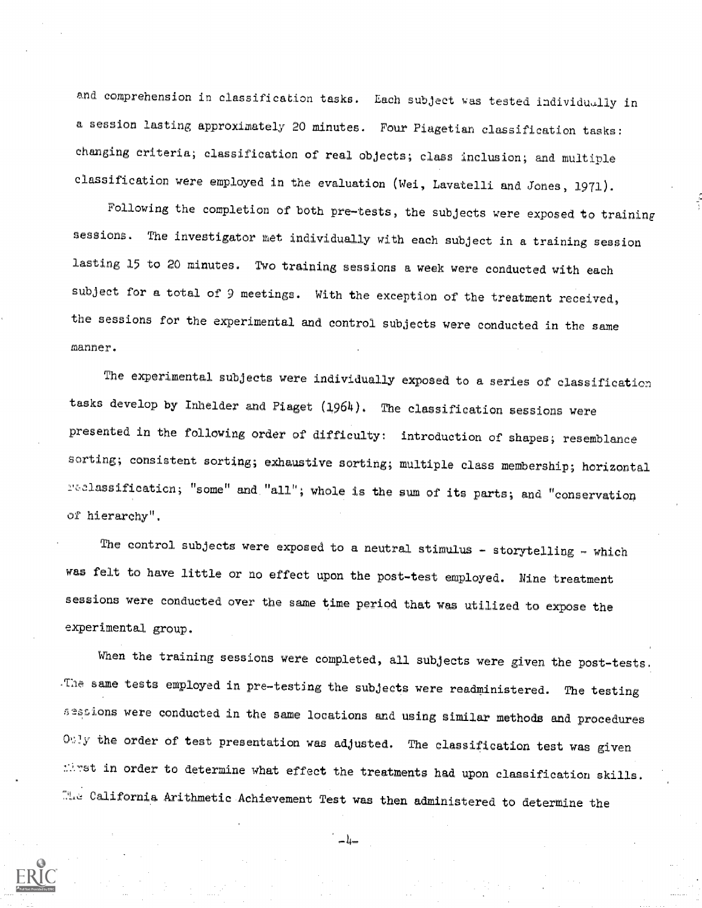and comprehension in classification tasks. Each subject was tested individually in a session lasting approximately 20 minutes. Four Piagetian classification tasks: changing criteria; classification of real objects; class inclusion; and multiple classification were employed in the evaluation (Wei, Lavatelli and Jones, 1971).

Following the completion of both pre-tests, the subjects were exposed to training sessions. The investigator met individually with each subject in a training session lasting 15 to 20 minutes. Two training sessions a week were conducted with each subject for a total of 9 meetings. With the exception of the treatment received, the sessions for the experimental and control subjects were conducted in the same manner.

The experimental subjects were individually exposed to a series of classification tasks develop by Inhelder and Piaget (1964). The classification sessions were presented in the following order of difficulty: introduction of shapes; resemblance sorting; consistent sorting; exhaustive sorting; multiple class membership; horizontal reclassification; "some" and "all"; whole is the sum of its parts; and "conservation of hierarchy".

The control subjects were exposed to a neutral stimulus - storytelling - which was felt to have little or no effect upon the post-test employed. Nine treatment sessions were conducted over the same time period that was utilized to expose the experimental group.

When the training sessions were completed, all subjects were given the post-tests. The same tests employed in pre-testing the subjects were readministered. The testing sessions were conducted in the same locations and using similar methods and procedures Only the order of test presentation was adjusted. The classification test was given first in order to determine what effect the treatments had upon classification skills. The California Arithmetic Achievement Test was then administered to determine the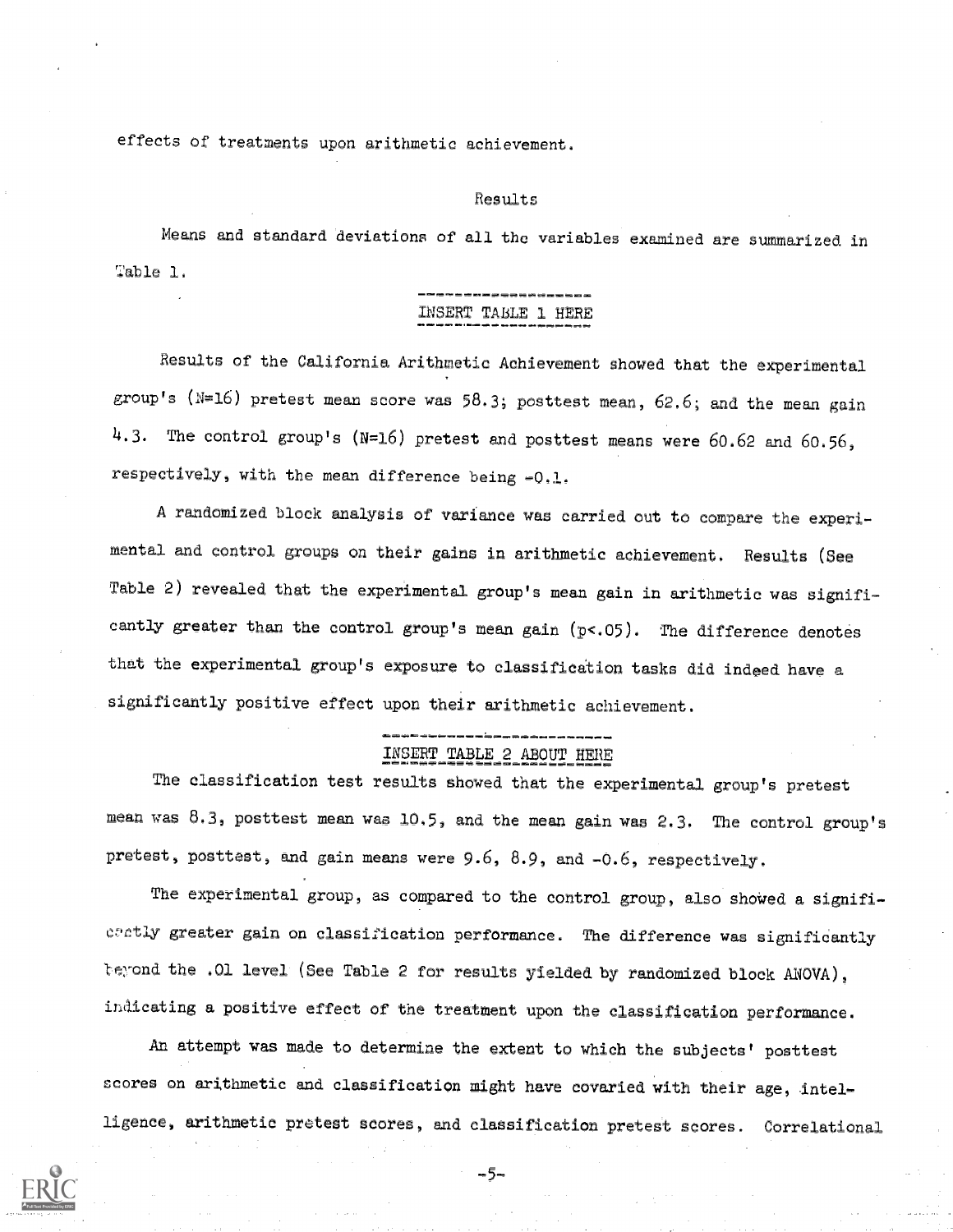effects of treatments upon arithmetic achievement.

## Results

Means and standard deviations of all the variables examined are summarized in Table 1.

INSERT TABLE 1 HERE

Results of the California Arithmetic Achievement showed that the experimental group's (N=16) pretest mean score was 58.3; posttest mean, 62.6; and the mean gain 4.3. The control group's (N=16) pretest and posttest means were 60.62 and 60.56, respectively, with the mean difference being -0.1.

A randomized block analysis of variance was carried out to compare the experimental and control groups on their gains in arithmetic achievement. Results (See Table 2) revealed that the experimental group's mean gain in arithmetic was significantly greater than the control group's mean gain ($p<.05$). The difference denotes that the experimental group's exposure to classification tasks did indeed have a significantly positive effect upon their arithmetic achievement.

INSERT TABLE 2 ABOUT HERE

The classification test results showed that the experimental group's pretest mean was 8.3, posttest mean was 10.5, and the mean gain was 2.3. The control group's pretest, posttest, and gain means were 9.6, 8.9, and -0.6, respectively.

The experimental group, as compared to the control group, also showed a significantly greater gain on classification performance. The difference was significantly beyond the .01 level (See Table 2 for results yielded by randomized block ANOVA), indicating a positive effect of the treatment upon the classification performance.

An attempt was made to determine the extent to which the subjects' posttest scores on arithmetic and classification might have covaried with their age, intelligence, arithmetic pretest scores, and classification pretest scores. Correlational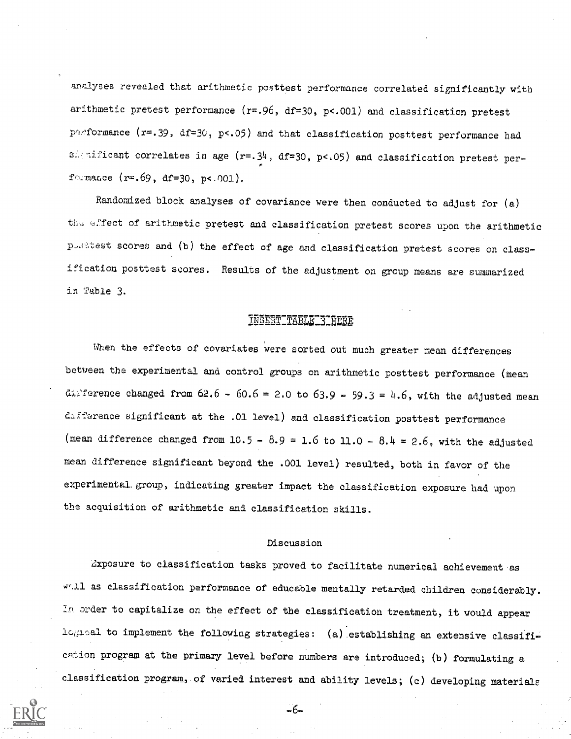analyses revealed that arithmetic posttest performance correlated significantly with arithmetic pretest performance ($r=.96$, $df=30$, $p<.001$) and classification pretest performance ($r=.39$, $df=30$, $p<.05$) and that classification posttest performance had significant correlates in age ($r=.34$, $df=30$, $p<.05$) and classification pretest performance ($r=.69$, $df=30$, $p<.001$).

Randomized block analyses of covariance were then conducted to adjust for (a) the effect of arithmetic pretest and classification pretest scores upon the arithmetic posttest scores and (b) the effect of age and classification pretest scores on classification posttest scores. Results of the adjustment on group means are summarized in Table 3.

INSERT TABLE 3 HERE

When the effects of covariates were sorted out much greater mean differences between the experimental and control groups on arithmetic posttest performance (mean difference changed from $62.6 - 60.6 = 2.0$ to $63.9 - 59.3 = 4.6$, with the adjusted mean difference significant at the .01 level) and classification posttest performance (mean difference changed from $10.5 - 8.9 = 1.6$ to $11.0 - 8.4 = 2.6$, with the adjusted mean difference significant beyond the .001 level) resulted, both in favor of the experimental group, indicating greater impact the classification exposure had upon the acquisition of arithmetic and classification skills.

## Discussion

Exposure to classification tasks proved to facilitate numerical achievement as well as classification performance of educable mentally retarded children considerably. In order to capitalize on the effect of the classification treatment, it would appear logical to implement the following strategies: (a) establishing an extensive classification program at the primary level before numbers are introduced; (b) formulating a classification program, of varied interest and ability levels; (c) developing materials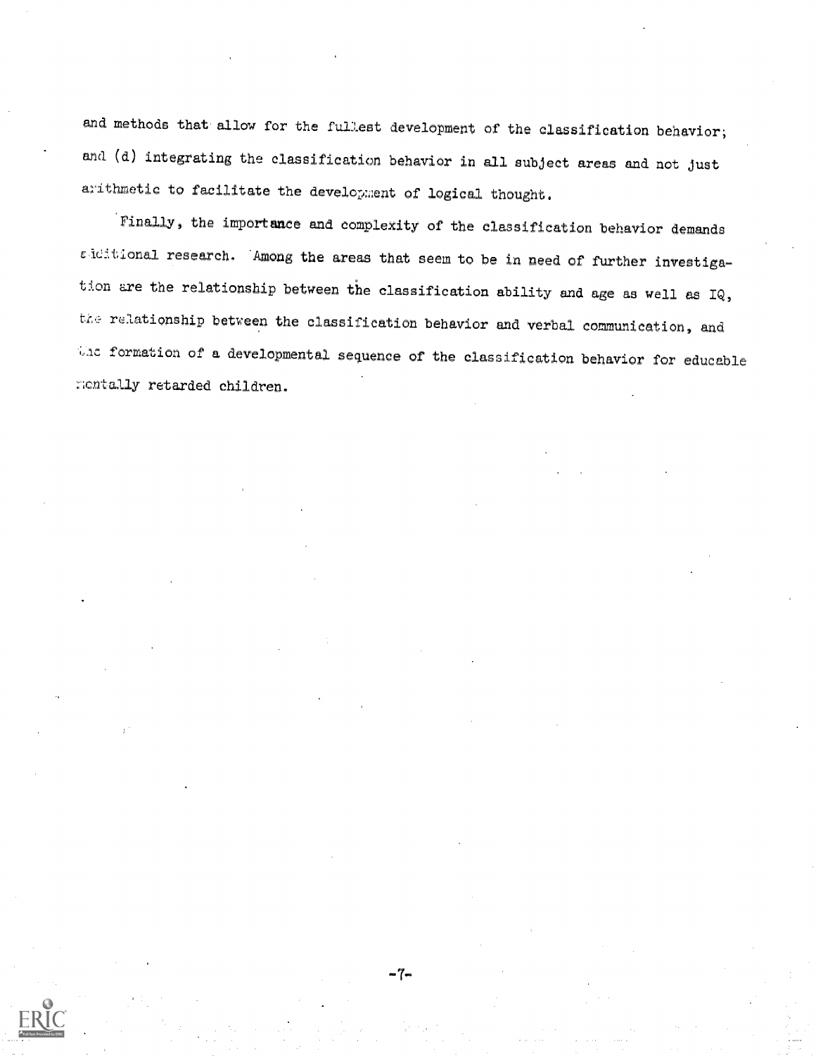and methods that allow for the fullest development of the classification behavior; and (d) integrating the classification behavior in all subject areas and not just arithmetic to facilitate the development of logical thought.

Finally, the importance and complexity of the classification behavior demands additional research. Among the areas that seem to be in need of further investigation are the relationship between the classification ability and age as well as IQ, the relationship between the classification behavior and verbal communication, and the formation of a developmental sequence of the classification behavior for educable mentally retarded children.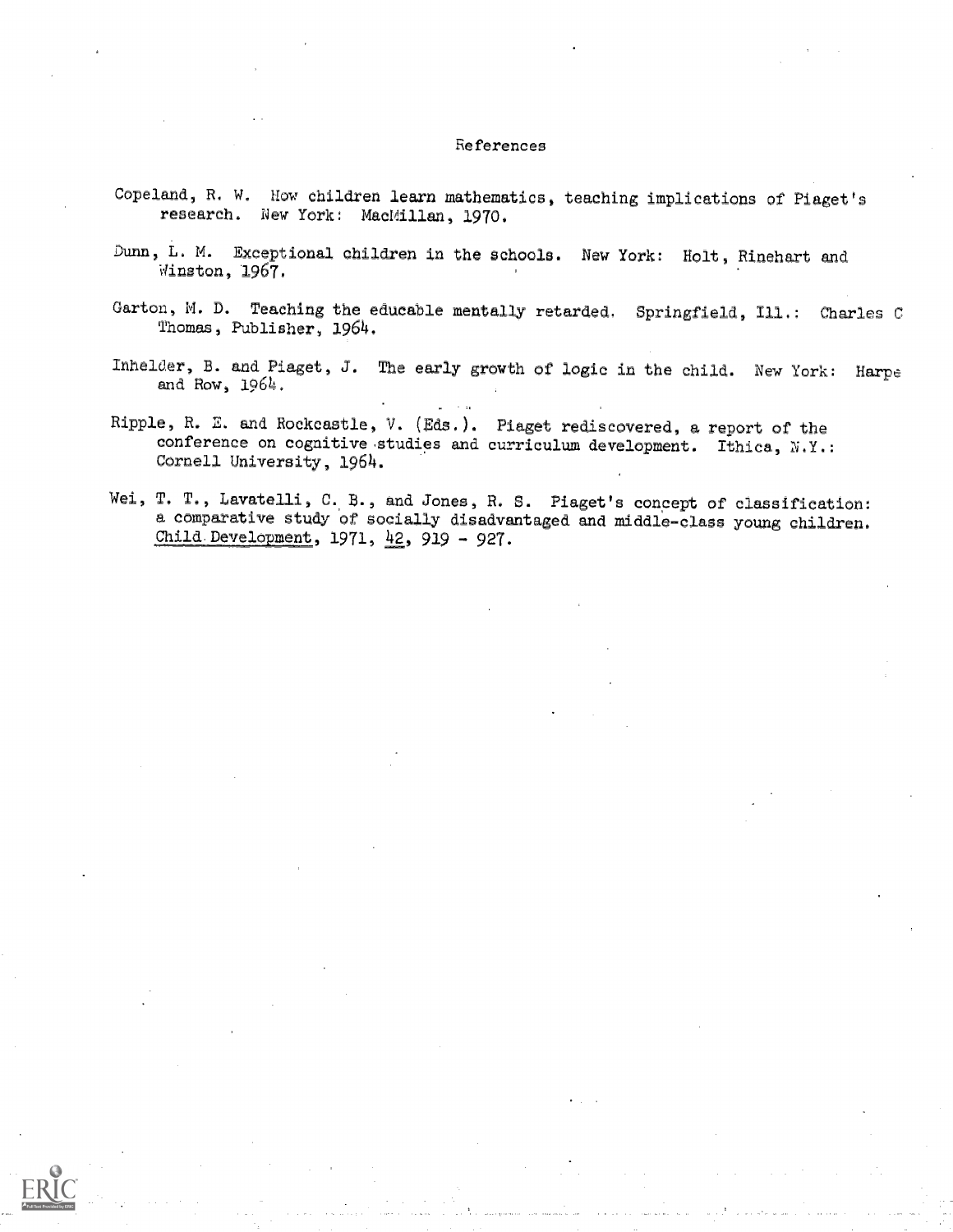# References

Copeland, R. W. How children learn mathematics, teaching implications of Piaget's research. New York: MacMillan, 1970.

Dunn, L. M. Exceptional children in the schools. New York: Holt, Rinehart and Winston, 1967.

Garton, M. D. Teaching the educable mentally retarded. Springfield, Ill.: Charles C Thomas, Publisher, 1964.

Inhelder, B. and Piaget, J. The early growth of logic in the child. New York: Harpe and Row, 1964.

Ripple, R. E. and Rockcastle, V. (Eds.). Piaget rediscovered, a report of the conference on cognitive studies and curriculum development. Ithica, N.Y.: Cornell University, 1964.

Wei, T. T., Lavatelli, C. B., and Jones, R. S. Piaget's concept of classification: a comparative study of socially disadvantaged and middle-class young children. Child Development, 1971, 42, 919 - 927.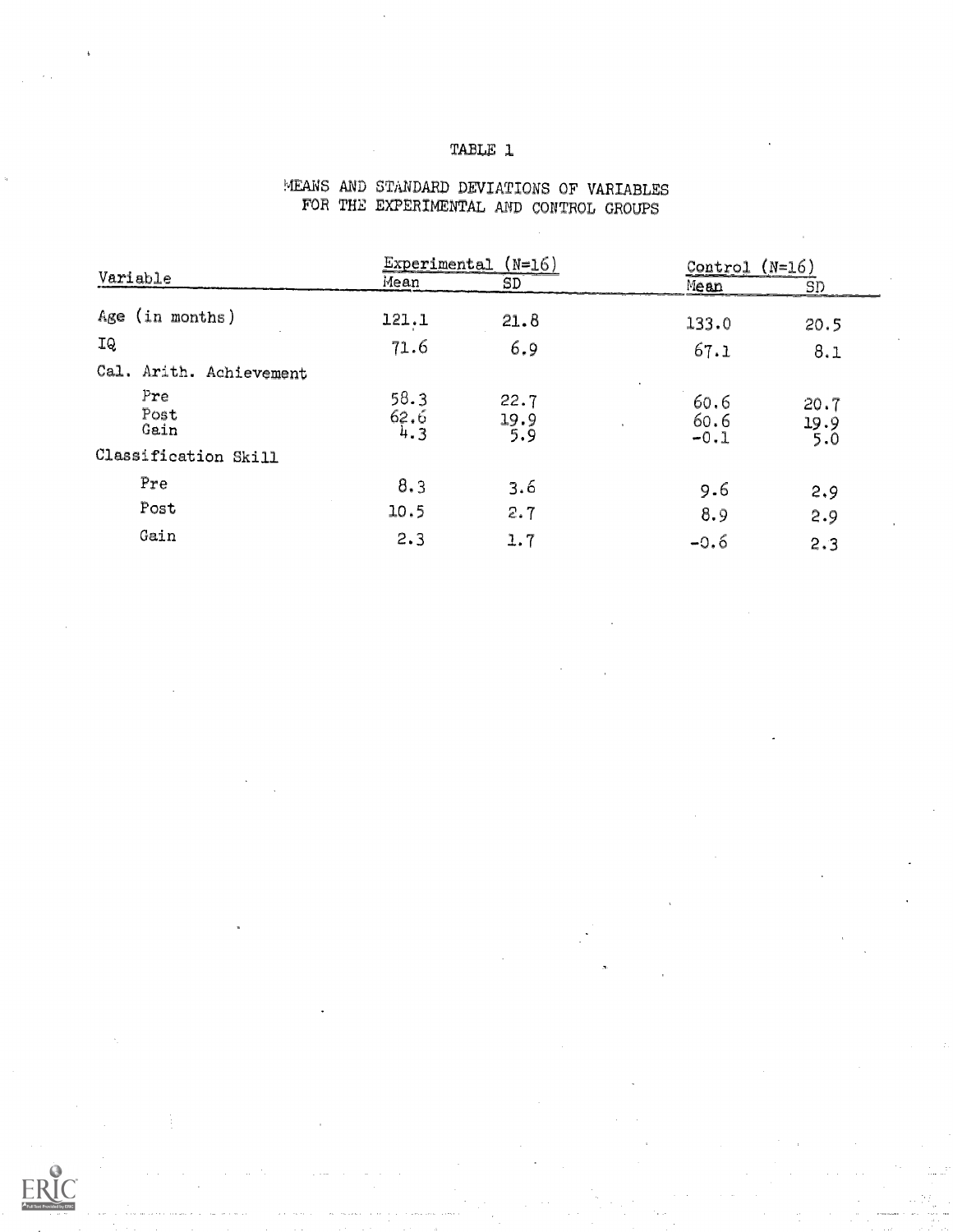# TABLE 1

## MEANS AND STANDARD DEVIATIONS OF VARIABLES FOR THE EXPERIMENTAL AND CONTROL GROUPS

| Variable | Experimental (N=16) | | Control (N=16) | |
|---|---|---|---|---|
| | Mean | SD | Mean | SD |
| Age (in months) | 121.1 | 21.8 | 133.0 | 20.5 |
| IQ | 71.6 | 6.9 | 67.1 | 8.1 |
| Cal. Arith. Achievement | | | | |
| Pre | 58.3 | 22.7 | 60.6 | 20.7 |
| Post | 62.6 | 19.9 | 60.6 | 19.9 |
| Gain | 4.3 | 5.9 | -0.1 | 5.0 |
| Classification Skill | | | | |
| Pre | 8.3 | 3.6 | 9.6 | 2.9 |
| Post | 10.5 | 2.7 | 8.9 | 2.9 |
| Gain | 2.3 | 1.7 | -0.6 | 2.3 |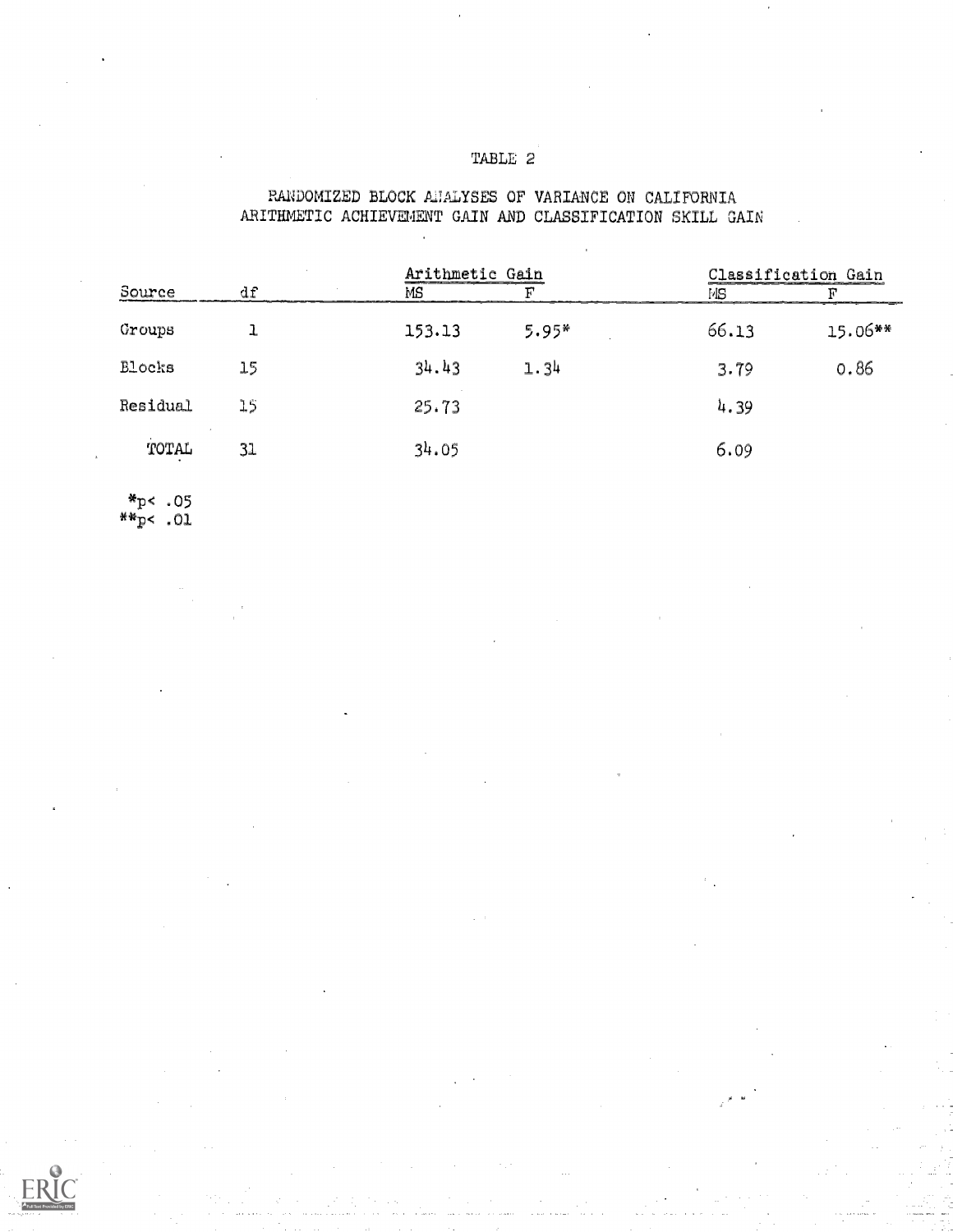TABLE 2

RANDOMIZED BLOCK ANALYSES OF VARIANCE ON CALIFORNIA ARITHMETIC ACHIEVEMENT GAIN AND CLASSIFICATION SKILL GAIN

| Source | df | Arithmetic Gain | | Classification Gain | |
|---|---|---|---|---|---|
| | | MS | F | MS | F |
| Groups | 1 | 153.13 | 5.95* | 66.13 | 15.06** |
| Blocks | 15 | 34.43 | 1.34 | 3.79 | 0.86 |
| Residual | 15 | 25.73 | | 4.39 | |
| TOTAL | 31 | 34.05 | | 6.09 | |

*$p < .05$
**$p < .01$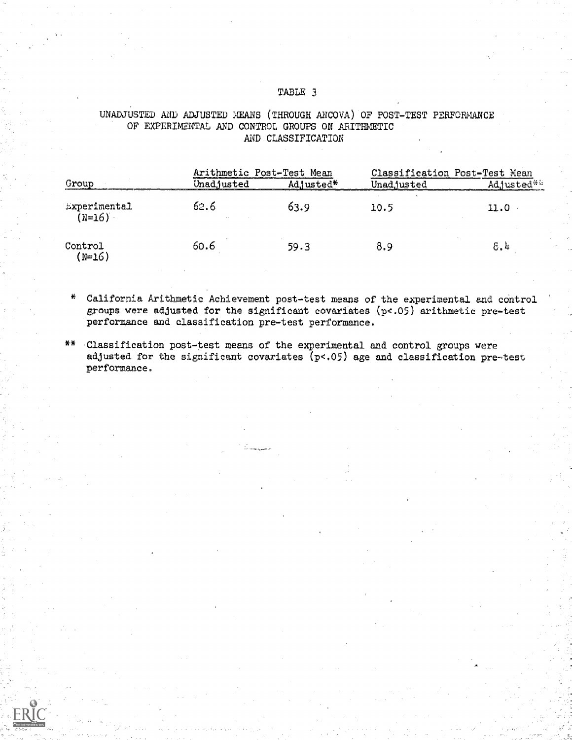TABLE 3

UNADJUSTED AND ADJUSTED MEANS (THROUGH ANCOVA) OF POST-TEST PERFORMANCE OF EXPERIMENTAL AND CONTROL GROUPS ON ARITHMETIC AND CLASSIFICATION

| Group | Arithmetic Post-Test Mean | | Classification Post-Test Mean | |
|---|---|---|---|---|
| | Unadjusted | Adjusted* | Unadjusted | Adjusted** |
| Experimental (N=16) | 62.6 | 63.9 | 10.5 | 11.0 |
| Control (N=16) | 60.6 | 59.3 | 8.9 | 8.4 |

\* California Arithmetic Achievement post-test means of the experimental and control groups were adjusted for the significant covariates ($p<.05$) arithmetic pre-test performance and classification pre-test performance.

** Classification post-test means of the experimental and control groups were adjusted for the significant covariates ($p<.05$) age and classification pre-test performance.